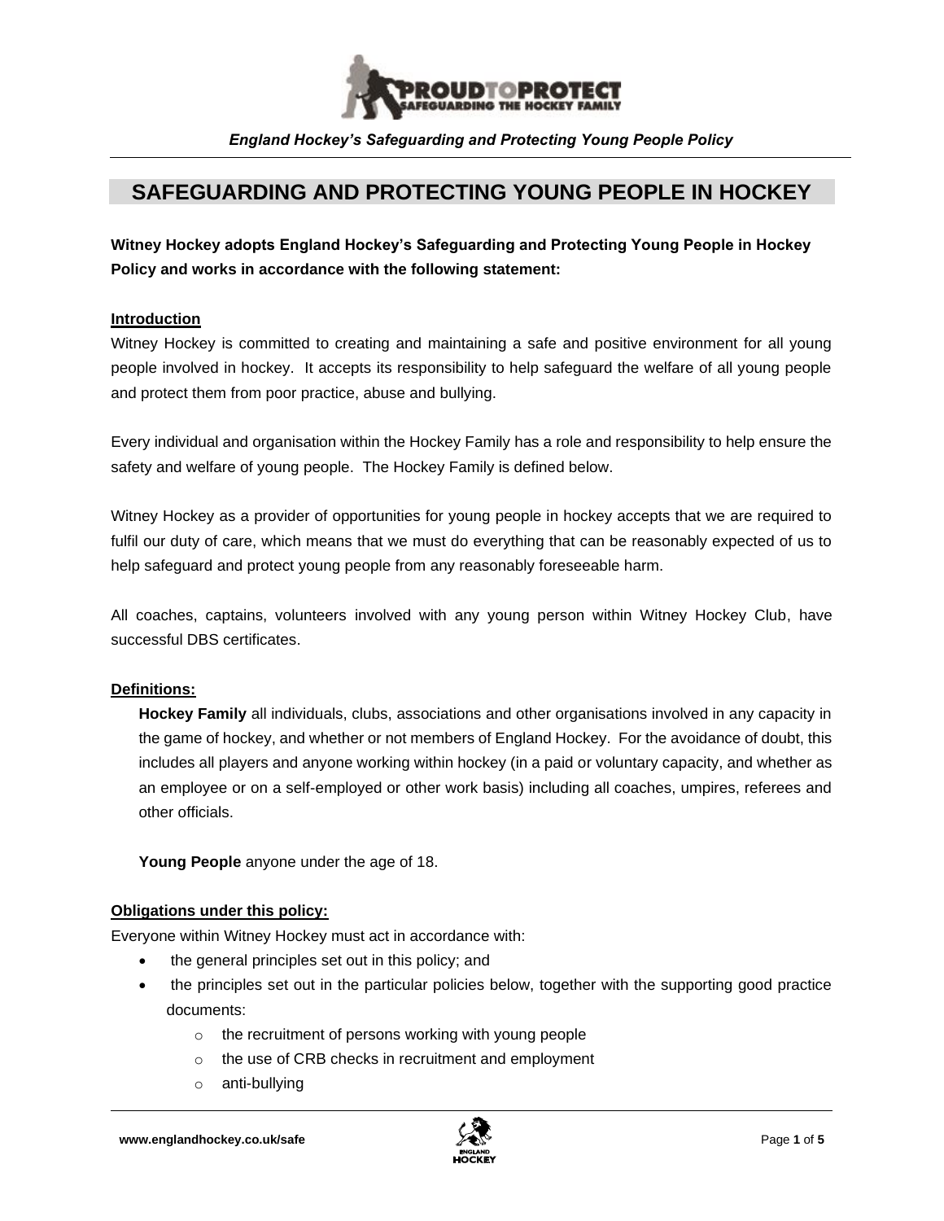# SAFEGUARDING AND PROTECTING YOUNG PEOPLE IN HOCKEY

**Witney Hockey adopts England Hockey's Safeguarding and Protecting Young People in Hockey Policy and works in accordance with the following statement:**

**Introduction**

Witney Hockey is committed to creating and maintaining a safe and positive environment for all young people involved in hockey. It accepts its responsibility to help safeguard the welfare of all young people and protect them from poor practice, abuse and bullying.

Every individual and organisation within the Hockey Family has a role and responsibility to help ensure the safety and welfare of young people. The Hockey Family is defined below.

Witney Hockey as a provider of opportunities for young people in hockey accepts that we are required to fulfil our duty of care, which means that we must do everything that can be reasonably expected of us to help safeguard and protect young people from any reasonably foreseeable harm.

All coaches, captains, volunteers involved with any young person within Witney Hockey Club, have successful DBS certificates.

**Definitions:**

**Hockey Family** all individuals, clubs, associations and other organisations involved in any capacity in the game of hockey, and whether or not members of England Hockey. For the avoidance of doubt, this includes all players and anyone working within hockey (in a paid or voluntary capacity, and whether as an employee or on a self-employed or other work basis) including all coaches, umpires, referees and other officials.

**Young People** anyone under the age of 18.

**Obligations under this policy:**

Everyone within Witney Hockey must act in accordance with:

- the general principles set out in this policy; and
- the principles set out in the particular policies below, together with the supporting good practice documents:
  - the recruitment of persons working with young people
  - the use of CRB checks in recruitment and employment
  - anti-bullying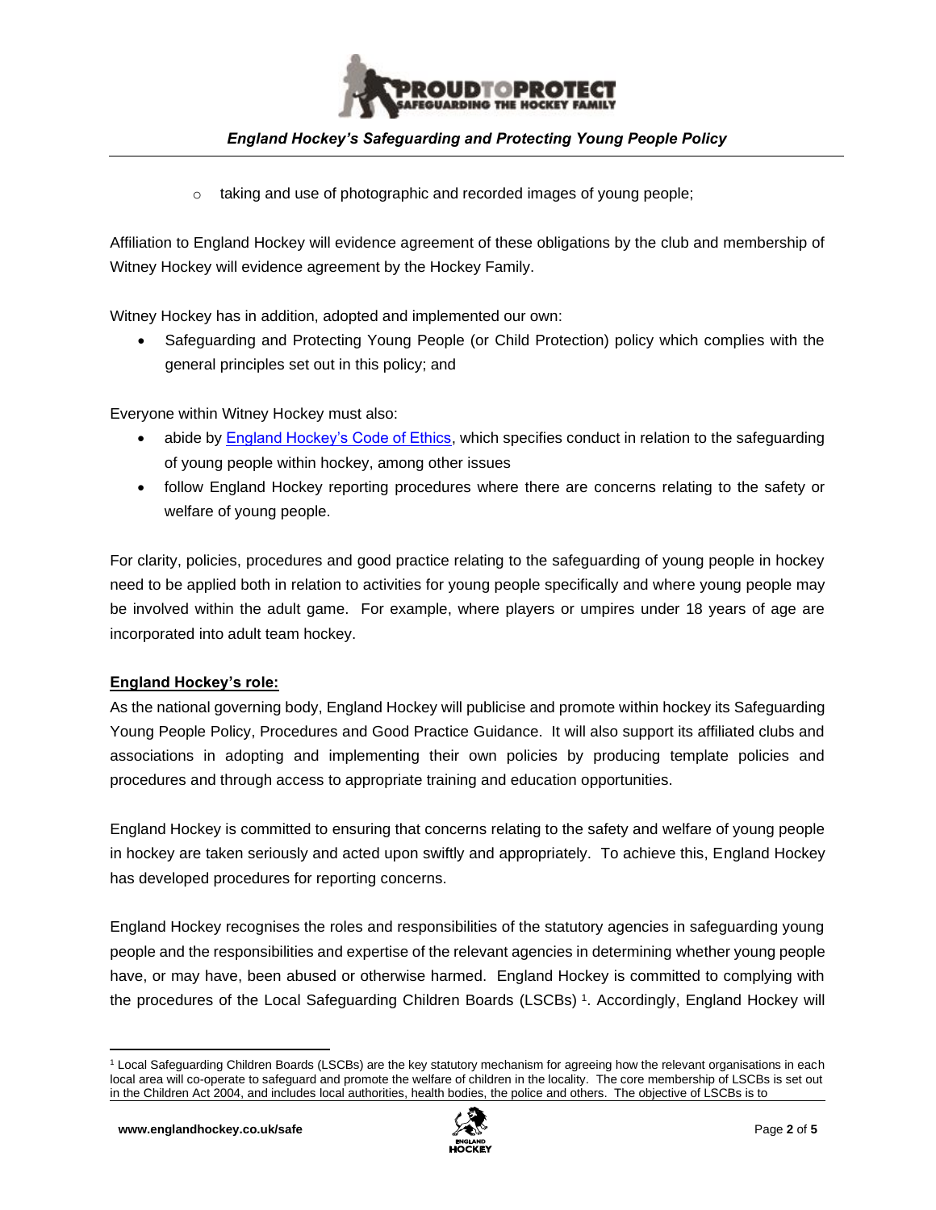- taking and use of photographic and recorded images of young people;

Affiliation to England Hockey will evidence agreement of these obligations by the club and membership of Witney Hockey will evidence agreement by the Hockey Family.

Witney Hockey has in addition, adopted and implemented our own:

- Safeguarding and Protecting Young People (or Child Protection) policy which complies with the general principles set out in this policy; and

Everyone within Witney Hockey must also:

- abide by England Hockey's Code of Ethics, which specifies conduct in relation to the safeguarding of young people within hockey, among other issues
- follow England Hockey reporting procedures where there are concerns relating to the safety or welfare of young people.

For clarity, policies, procedures and good practice relating to the safeguarding of young people in hockey need to be applied both in relation to activities for young people specifically and where young people may be involved within the adult game. For example, where players or umpires under 18 years of age are incorporated into adult team hockey.

**England Hockey's role:**

As the national governing body, England Hockey will publicise and promote within hockey its Safeguarding Young People Policy, Procedures and Good Practice Guidance. It will also support its affiliated clubs and associations in adopting and implementing their own policies by producing template policies and procedures and through access to appropriate training and education opportunities.

England Hockey is committed to ensuring that concerns relating to the safety and welfare of young people in hockey are taken seriously and acted upon swiftly and appropriately. To achieve this, England Hockey has developed procedures for reporting concerns.

England Hockey recognises the roles and responsibilities of the statutory agencies in safeguarding young people and the responsibilities and expertise of the relevant agencies in determining whether young people have, or may have, been abused or otherwise harmed. England Hockey is committed to complying with the procedures of the Local Safeguarding Children Boards (LSCBs) [1]. Accordingly, England Hockey will

[1] Local Safeguarding Children Boards (LSCBs) are the key statutory mechanism for agreeing how the relevant organisations in each local area will co-operate to safeguard and promote the welfare of children in the locality. The core membership of LSCBs is set out in the Children Act 2004, and includes local authorities, health bodies, the police and others. The objective of LSCBs is to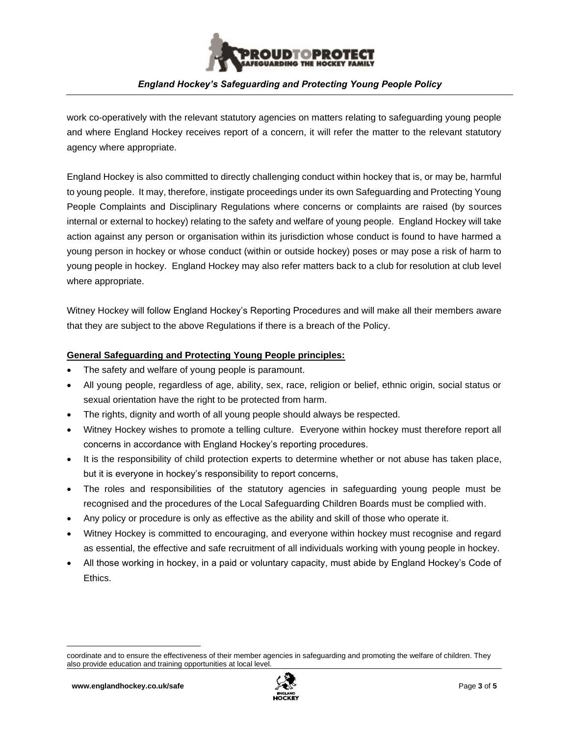work co-operatively with the relevant statutory agencies on matters relating to safeguarding young people and where England Hockey receives report of a concern, it will refer the matter to the relevant statutory agency where appropriate.

England Hockey is also committed to directly challenging conduct within hockey that is, or may be, harmful to young people. It may, therefore, instigate proceedings under its own Safeguarding and Protecting Young People Complaints and Disciplinary Regulations where concerns or complaints are raised (by sources internal or external to hockey) relating to the safety and welfare of young people. England Hockey will take action against any person or organisation within its jurisdiction whose conduct is found to have harmed a young person in hockey or whose conduct (within or outside hockey) poses or may pose a risk of harm to young people in hockey. England Hockey may also refer matters back to a club for resolution at club level where appropriate.

Witney Hockey will follow England Hockey's Reporting Procedures and will make all their members aware that they are subject to the above Regulations if there is a breach of the Policy.

**General Safeguarding and Protecting Young People principles:**

- The safety and welfare of young people is paramount.
- All young people, regardless of age, ability, sex, race, religion or belief, ethnic origin, social status or sexual orientation have the right to be protected from harm.
- The rights, dignity and worth of all young people should always be respected.
- Witney Hockey wishes to promote a telling culture. Everyone within hockey must therefore report all concerns in accordance with England Hockey's reporting procedures.
- It is the responsibility of child protection experts to determine whether or not abuse has taken place, but it is everyone in hockey's responsibility to report concerns,
- The roles and responsibilities of the statutory agencies in safeguarding young people must be recognised and the procedures of the Local Safeguarding Children Boards must be complied with.
- Any policy or procedure is only as effective as the ability and skill of those who operate it.
- Witney Hockey is committed to encouraging, and everyone within hockey must recognise and regard as essential, the effective and safe recruitment of all individuals working with young people in hockey.
- All those working in hockey, in a paid or voluntary capacity, must abide by England Hockey's Code of Ethics.

---

coordinate and to ensure the effectiveness of their member agencies in safeguarding and promoting the welfare of children. They also provide education and training opportunities at local level.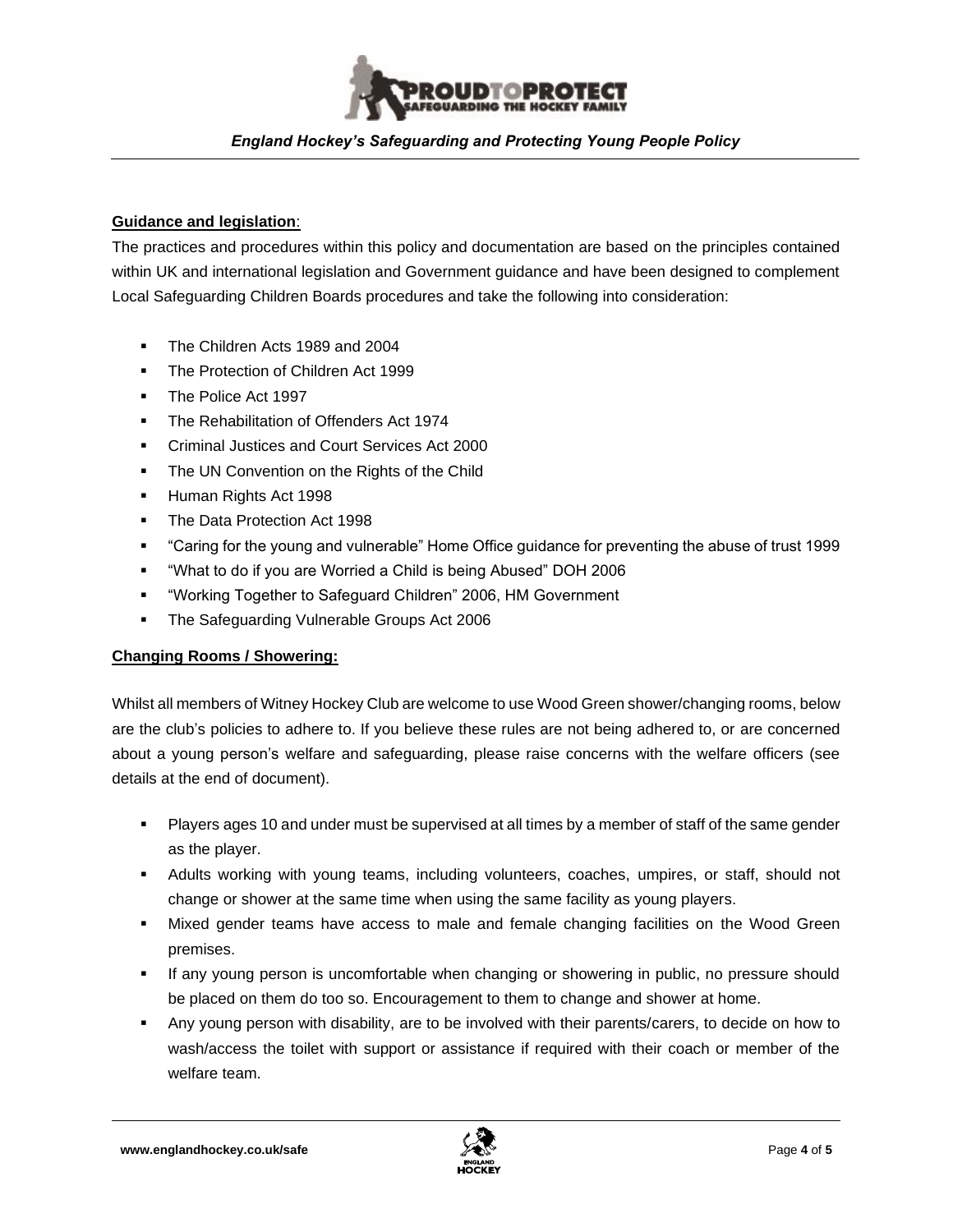**Guidance and legislation**:

The practices and procedures within this policy and documentation are based on the principles contained within UK and international legislation and Government guidance and have been designed to complement Local Safeguarding Children Boards procedures and take the following into consideration:

- The Children Acts 1989 and 2004
- The Protection of Children Act 1999
- The Police Act 1997
- The Rehabilitation of Offenders Act 1974
- Criminal Justices and Court Services Act 2000
- The UN Convention on the Rights of the Child
- Human Rights Act 1998
- The Data Protection Act 1998
- "Caring for the young and vulnerable" Home Office guidance for preventing the abuse of trust 1999
- "What to do if you are Worried a Child is being Abused" DOH 2006
- "Working Together to Safeguard Children" 2006, HM Government
- The Safeguarding Vulnerable Groups Act 2006

**Changing Rooms / Showering:**

Whilst all members of Witney Hockey Club are welcome to use Wood Green shower/changing rooms, below are the club's policies to adhere to. If you believe these rules are not being adhered to, or are concerned about a young person's welfare and safeguarding, please raise concerns with the welfare officers (see details at the end of document).

- Players ages 10 and under must be supervised at all times by a member of staff of the same gender as the player.
- Adults working with young teams, including volunteers, coaches, umpires, or staff, should not change or shower at the same time when using the same facility as young players.
- Mixed gender teams have access to male and female changing facilities on the Wood Green premises.
- If any young person is uncomfortable when changing or showering in public, no pressure should be placed on them do too so. Encouragement to them to change and shower at home.
- Any young person with disability, are to be involved with their parents/carers, to decide on how to wash/access the toilet with support or assistance if required with their coach or member of the welfare team.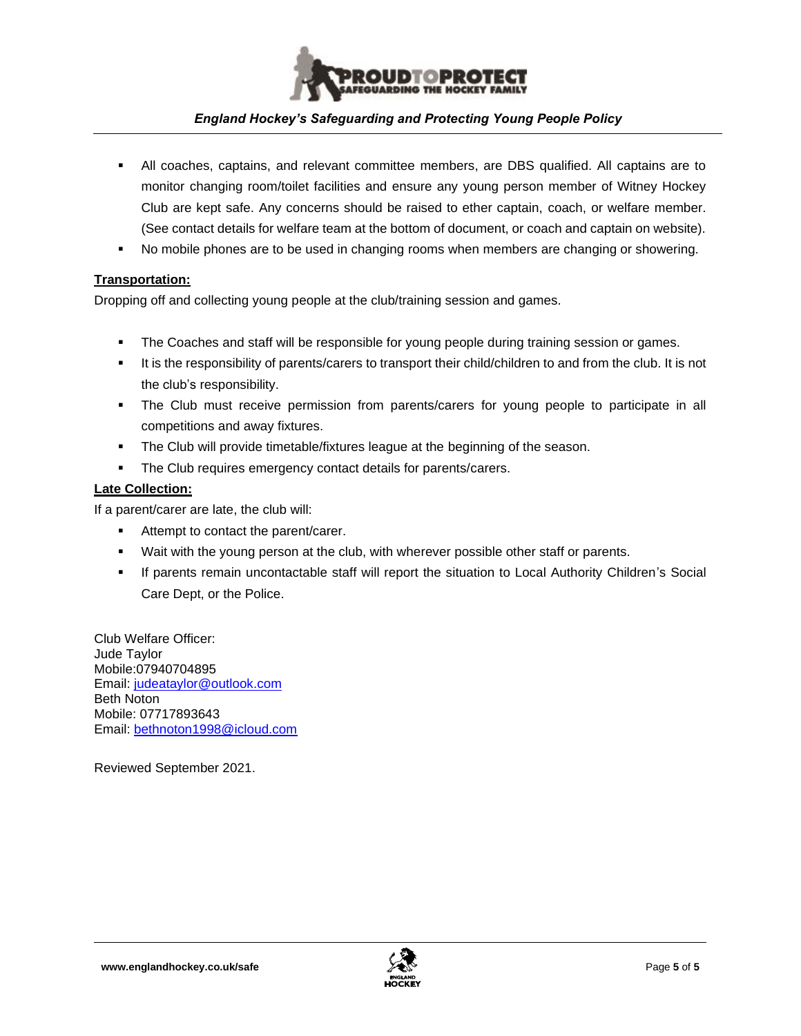- All coaches, captains, and relevant committee members, are DBS qualified. All captains are to monitor changing room/toilet facilities and ensure any young person member of Witney Hockey Club are kept safe. Any concerns should be raised to ether captain, coach, or welfare member. (See contact details for welfare team at the bottom of document, or coach and captain on website).
- No mobile phones are to be used in changing rooms when members are changing or showering.

**Transportation:**

Dropping off and collecting young people at the club/training session and games.

- The Coaches and staff will be responsible for young people during training session or games.
- It is the responsibility of parents/carers to transport their child/children to and from the club. It is not the club's responsibility.
- The Club must receive permission from parents/carers for young people to participate in all competitions and away fixtures.
- The Club will provide timetable/fixtures league at the beginning of the season.
- The Club requires emergency contact details for parents/carers.

**Late Collection:**

If a parent/carer are late, the club will:

- Attempt to contact the parent/carer.
- Wait with the young person at the club, with wherever possible other staff or parents.
- If parents remain uncontactable staff will report the situation to Local Authority Children's Social Care Dept, or the Police.

Club Welfare Officer:
Jude Taylor
Mobile:07940704895
Email: judeataylor@outlook.com
Beth Noton
Mobile: 07717893643
Email: bethnoton1998@icloud.com

Reviewed September 2021.